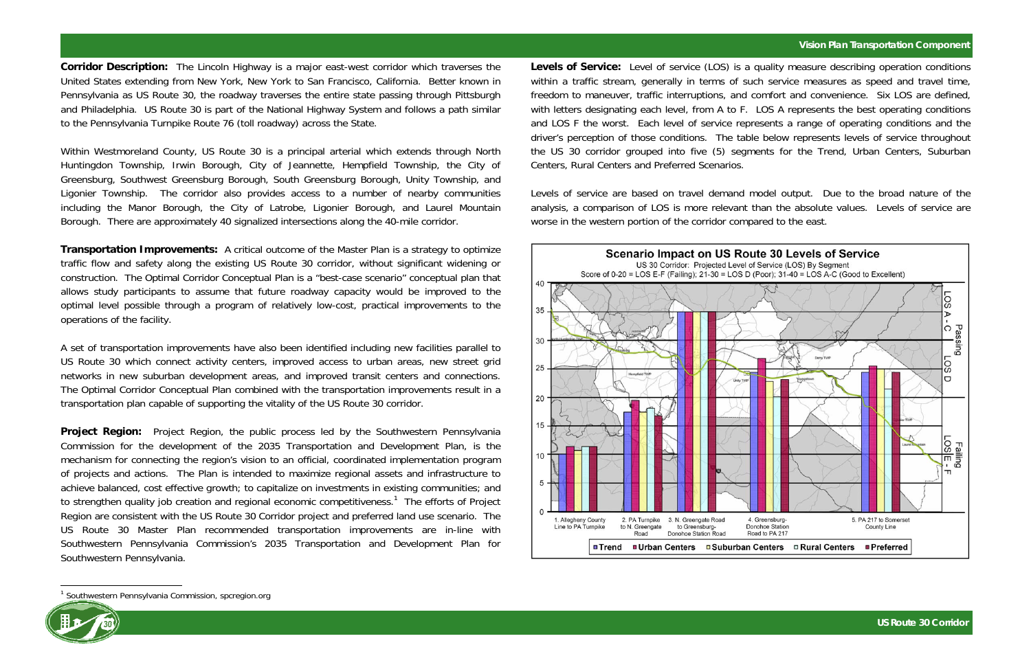**Corridor Description:** The Lincoln Highway is a major east-west corridor which traverses the United States extending from New York, New York to San Francisco, California. Better known in Pennsylvania as US Route 30, the roadway traverses the entire state passing through Pittsburgh and Philadelphia. US Route 30 is part of the National Highway System and follows a path similar to the Pennsylvania Turnpike Route 76 (toll roadway) across the State.

Within Westmoreland County, US Route 30 is a principal arterial which extends through North Huntingdon Township, Irwin Borough, City of Jeannette, Hempfield Township, the City of Greensburg, Southwest Greensburg Borough, South Greensburg Borough, Unity Township, and Ligonier Township. The corridor also provides access to a number of nearby communities including the Manor Borough, the City of Latrobe, Ligonier Borough, and Laurel Mountain Borough. There are approximately 40 signalized intersections along the 40-mile corridor.

**Transportation Improvements:** A critical outcome of the Master Plan is a strategy to optimize traffic flow and safety along the existing US Route 30 corridor, without significant widening or construction. The Optimal Corridor Conceptual Plan is a "best-case scenario" conceptual plan that allows study participants to assume that future roadway capacity would be improved to the optimal level possible through a program of relatively low-cost, practical improvements to the operations of the facility.

A set of transportation improvements have also been identified including new facilities parallel to US Route 30 which connect activity centers, improved access to urban areas, new street grid networks in new suburban development areas, and improved transit centers and connections. The Optimal Corridor Conceptual Plan combined with the transportation improvements result in a transportation plan capable of supporting the vitality of the US Route 30 corridor.

**Project Region:** Project Region, the public process led by the Southwestern Pennsylvania Commission for the development of the 2035 Transportation and Development Plan, is the mechanism for connecting the region's vision to an official, coordinated implementation program of projects and actions. The Plan is intended to maximize regional assets and infrastructure to achieve balanced, cost effective growth; to capitalize on investments in existing communities; and to strengthen quality job creation and regional economic competitiveness.[1] The efforts of Project Region are consistent with the US Route 30 Corridor project and preferred land use scenario. The US Route 30 Master Plan recommended transportation improvements are in-line with Southwestern Pennsylvania Commission's 2035 Transportation and Development Plan for Southwestern Pennsylvania.

**Levels of Service:** Level of service (LOS) is a quality measure describing operation conditions within a traffic stream, generally in terms of such service measures as speed and travel time, freedom to maneuver, traffic interruptions, and comfort and convenience. Six LOS are defined, with letters designating each level, from A to F. LOS A represents the best operating conditions and LOS F the worst. Each level of service represents a range of operating conditions and the driver's perception of those conditions. The table below represents levels of service throughout the US 30 corridor grouped into five (5) segments for the Trend, Urban Centers, Suburban Centers, Rural Centers and Preferred Scenarios.

Levels of service are based on travel demand model output. Due to the broad nature of the analysis, a comparison of LOS is more relevant than the absolute values. Levels of service are worse in the western portion of the corridor compared to the east.

**Scenario Impact on US Route 30 Levels of Service**

US 30 Corridor: Projected Level of Service (LOS) By Segment

Score of 0-20 = LOS E-F (Failing); 21-30 = LOS D (Poor); 31-40 = LOS A-C (Good to Excellent)

| Segment | Trend | Urban Centers | Suburban Centers | Rural Centers | Preferred |
|---|---|---|---|---|---|
| 1. Allegheny County Line to PA Turnpike | 10 | 11.5 | 11 | 11.5 | 11.5 |
| 2. PA Turnpike to N. Greengate Road | 17.5 | 19.5 | 17.5 | 18 | 17 |
| 3. N. Greengate Road to Greensburg-Donohoe Station Road | 35 | 35 | 35 | 35 | 35 |
| 4. Greensburg-Donohoe Station Road to PA 217 | 24.5 | 27 | 23 | 20.5 | 23.5 |
| 5. PA 217 to Somerset County Line | 24.5 | 25.5 | 25 | 21.5 | 24.5 |

[1] Southwestern Pennsylvania Commission, spcregion.org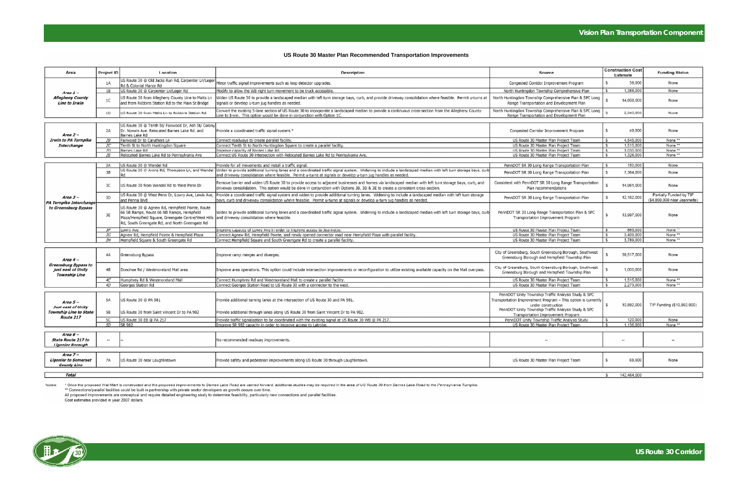# Vision Plan Transportation Component

## US Route 30 Master Plan Recommended Transportation Improvements

| Area | Project ID | Location | Description | Source | Construction Cost Estimate | Funding Status |
|---|---|---|---|---|---|---|
| Area 1 – Allegheny County Line to Irwin | 1A | US Route 30 @ Old Jacks Run Rd, Carpenter Ln/Leger Rd & Colonial Manor Rd | Minor traffic signal improvements such as loop detector upgrades. | Congested Corridor Improvement Program | $ 38,000 | None |
| | 1B | US Route 30 @ Carpenter Ln/Leger Rd | Modify to allow the WB right turn movement to be truck accessible. | North Huntingdon Township Comprehensive Plan | $ 1,388,000 | None |
| | 1C | US Route 30 from Allegheny County Line to Malts Ln and from Robbins Station Rd to the Main St Bridge | Widen US Route 30 to provide a landscaped median with left turn storage bays, curb, and provide driveway consolidation where feasible. Permit u-turns at signals or develop u-turn jug handles as needed. | North Huntingdon Township Comprehensive Plan & SPC Long Range Transportation and Development Plan | $ 14,808,000 | None |
| | 1D | US Route 30 from Malts Ln to Robbins Station Rd | Convert the existing 5-lane section of US Route 30 to incorporate a landscaped median to provide a continuous cross-section from the Allegheny County Line to Irwin. This option would be done in conjunction with Option 1C. | North Huntingdon Township Comprehensive Plan & SPC Long Range Transportation and Development Plan | $ 2,940,000 | None |
| Area 2 – Irwin to PA Turnpike Interchange | 2A | US Route 30 @ Tenth St/ Fairwood Dr, Ash St/ Colony Dr, Norwin Ave, Relocated Barnes Lake Rd. and Barnes Lake Rd | Provide a coordinated traffic signal system.* | Congested Corridor Improvement Program | $ 49,000 | None |
| | 2B | Fairwood Dr to Caruthers Ln | Connect roadways to create parallel facility. | US Route 30 Master Plan Project Team | $ 4,545,000 | None ** |
| | 2C | Tenth St to North Huntingdon Square | Connect Tenth St to North Huntingdon Square to create a parallel facility. | US Route 30 Master Plan Project Team | $ 1,515,000 | None ** |
| | 2D | Barnes Lake Rd | Improve capacity of Barnes Lake Rd. | US Route 30 Master Plan Project Team | $ 3,030,000 | None ** |
| | 2E | Relocated Barnes Lake Rd to Pennsylvania Ave | Connect US Route 30 intersection with Relocated Barnes Lake Rd to Pennsylvania Ave. | US Route 30 Master Plan Project Team | $ 1,326,000 | None ** |
| Area 3 – PA Turnpike Interchange to Greensburg Bypass | 3A | US Route 30 @ Wendel Rd | Provide for all movements and install a traffic signal. | PennDOT SR 30 Long Range Transportation Plan | $ 150,000 | None |
| | 3B | US Route 30 @ Arona Rd, Thompson Ln, and Wendel Rd | Widen to provide additional turning lanes and a coordinated traffic signal system. Widening to include a landscaped median with left turn storage bays, curb and driveway consolidation where feasible. Permit u-turns at signals or develop u-turn jug handles as needed. | PennDOT SR 30 Long Range Transportation Plan | $ 7,364,000 | None |
| | 3C | US Route 30 from Wendel Rd to West Penn Dr | Remove barrier and widen US Route 30 to provide access to adjacent businesses and homes via landscaped median with left turn storage bays, curb, and driveway consolidation. This option would be done in conjunction with Options 3B, 3D & 3E to create a consistent cross-section. | Consistent with PennDOT SR 30 Long Range Transportation Plan recommendations | $ 14,961,000 | None |
| | 3D | US Route 30 @ West Penn Dr, Lowry Ave, Lewis Ave, and Penna Blvd | Provide a coordinated traffic signal system and widen to provide additional turning lanes. Widening to include a landscaped median with left turn storage bays, curb and driveway consolidation where feasible. Permit u-turns at signals or develop u-turn jug handles as needed. | PennDOT SR 30 Long Range Transportation Plan | $ 12,162,000 | Partially Funded by TIP ($4,800,000 near Jeannette) |
| | 3E | US Route 30 @ Agnew Rd, Hempfield Pointe, Route 66 SB Ramps, Route 66 NB Ramps, Hempfield Plaza/Hempfield Square, Greengate Centre/West Hills Rd, South Greengate Rd, and North Greengate Rd | Widen to provide additional turning lanes and a coordinated traffic signal system. Widening to include a landscaped median with left turn storage bays, curb and driveway consolidation where feasible. | PennDOT SR 30 Long Range Transportation Plan & SPC Transportation Improvement Program | $ 13,997,000 | None |
| | 3F | Lowry Ave | Improve capacity of Lowry Ave in order to improve access to Jeannette. | US Route 30 Master Plan Project Team | $ 663,000 | None ** |
| | 3G | Agnew Rd, Hempfield Pointe & Hempfield Plaza | Connect Agnew Rd, Hempfield Pointe, and newly opened connector road near Hempfield Plaza with parallel facility. | US Route 30 Master Plan Project Team | $ 3,409,000 | None ** |
| | 3H | Hempfield Square & South Greengate Rd | Connect Hempfield Square and South Greengate Rd to create a parallel facility. | US Route 30 Master Plan Project Team | $ 3,789,000 | None ** |
| Area 4 – Greensburg Bypass to just east of Unity Township Line | 4A | Greensburg Bypass | Improve ramp merges and diverges. | City of Greensburg, South Greensburg Borough, Southwest Greensburg Borough and Hempfield Township Plan | $ 39,517,000 | None |
| | 4B | Donohoe Rd / Westmoreland Mall area | Improve area operations. This option could include intersection improvements or reconfiguration to utilize existing available capacity on the Mall overpass. | City of Greensburg, South Greensburg Borough, Southwest Greensburg Borough and Hempfield Township Plan | $ 1,000,000 | None |
| | 4C | Humphrey Rd & Westmoreland Mall | Connect Humphrey Rd and Westmoreland Mall to create a parallel facility. | US Route 30 Master Plan Project Team | $ 1,515,000 | None ** |
| | 4D | Georges Station Rd | Connect Georges Station Road to US Route 30 with a connector to the west. | US Route 30 Master Plan Project Team | $ 2,273,000 | None ** |
| Area 5 – Just east of Unity Township Line to State Route 217 | 5A | US Route 30 @ PA 981 | Provide additional turning lanes at the intersection of US Route 30 and PA 981. | PennDOT Unity Township Traffic Analysis Study & SPC Transportation Improvement Program – This option is currently under construction | $ 10,892,000 | TIP Funding ($10,892,000) |
| | 5B | US Route 30 from Saint Vincent Dr to PA 982 | Provide additional through lanes along US Route 30 from Saint Vincent Dr to PA 982. | PennDOT Unity Township Traffic Analysis Study & SPC Transportation Improvement Program | | |
| | 5C | US Route 30 EB @ PA 217 | Provide traffic signalization to be coordinated with the existing signal at US Route 30 WB @ PA 217. | PennDOT Unity Township Traffic Analysis Study | $ 120,000 | None |
| | 5D | SR 982 | Improve SR 982 capacity in order to improve access to Latrobe. | US Route 30 Master Plan Project Team | $ 1,136,000 | None ** |
| Area 6 – State Route 217 to Ligonier Borough | -- | -- | No recommended roadway improvements. | -- | -- | -- |
| Area 7 – Ligonier to Somerset County Line | 7A | US Route 30 near Laughlintown | Provide safety and pedestrian improvements along US Route 30 through Laughlintown. | US Route 30 Master Plan Project Team | $ 68,000 | None |
| Total | | | | | $ 142,464,000 | |

Notes: * Once the proposed Wal-Mart is constructed and the proposed improvements to Barnes Lake Road are carried forward, additional studies may be required in the area of US Route 30 from Barnes Lake Road to the Pennsylvania Turnpike.

** Connections/parallel facilities could be built in partnership with private sector developers as growth occurs over time.

All proposed improvements are conceptual and require detailed engineering study to determine feasibility, particularly new connections and parallel facilities.

Cost estimates provided in year 2007 dollars.

US Route 30 Corridor